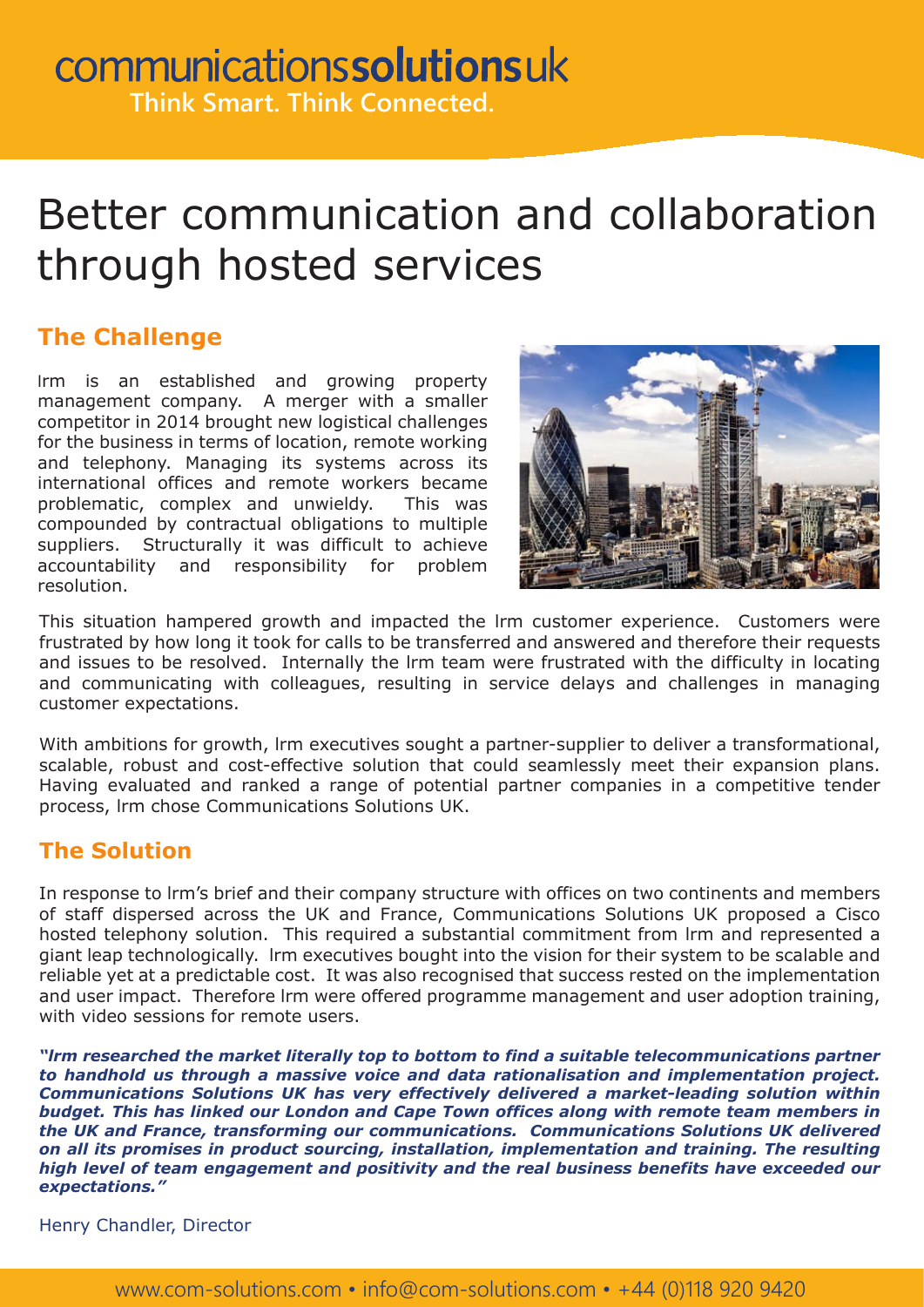communications**solutions**uk

Think Smart. Think Connected.

# Better communication and collaboration through hosted services

## The Challenge

lrm is an established and growing property management company. A merger with a smaller competitor in 2014 brought new logistical challenges for the business in terms of location, remote working and telephony. Managing its systems across its international offices and remote workers became problematic, complex and unwieldy. This was compounded by contractual obligations to multiple suppliers. Structurally it was difficult to achieve accountability and responsibility for problem resolution.

This situation hampered growth and impacted the lrm customer experience. Customers were frustrated by how long it took for calls to be transferred and answered and therefore their requests and issues to be resolved. Internally the lrm team were frustrated with the difficulty in locating and communicating with colleagues, resulting in service delays and challenges in managing customer expectations.

With ambitions for growth, lrm executives sought a partner-supplier to deliver a transformational, scalable, robust and cost-effective solution that could seamlessly meet their expansion plans. Having evaluated and ranked a range of potential partner companies in a competitive tender process, lrm chose Communications Solutions UK.

## The Solution

In response to lrm's brief and their company structure with offices on two continents and members of staff dispersed across the UK and France, Communications Solutions UK proposed a Cisco hosted telephony solution. This required a substantial commitment from lrm and represented a giant leap technologically. lrm executives bought into the vision for their system to be scalable and reliable yet at a predictable cost. It was also recognised that success rested on the implementation and user impact. Therefore lrm were offered programme management and user adoption training, with video sessions for remote users.

***"lrm researched the market literally top to bottom to find a suitable telecommunications partner to handhold us through a massive voice and data rationalisation and implementation project. Communications Solutions UK has very effectively delivered a market-leading solution within budget. This has linked our London and Cape Town offices along with remote team members in the UK and France, transforming our communications. Communications Solutions UK delivered on all its promises in product sourcing, installation, implementation and training. The resulting high level of team engagement and positivity and the real business benefits have exceeded our expectations."***

Henry Chandler, Director

www.com-solutions.com • info@com-solutions.com • +44 (0)118 920 9420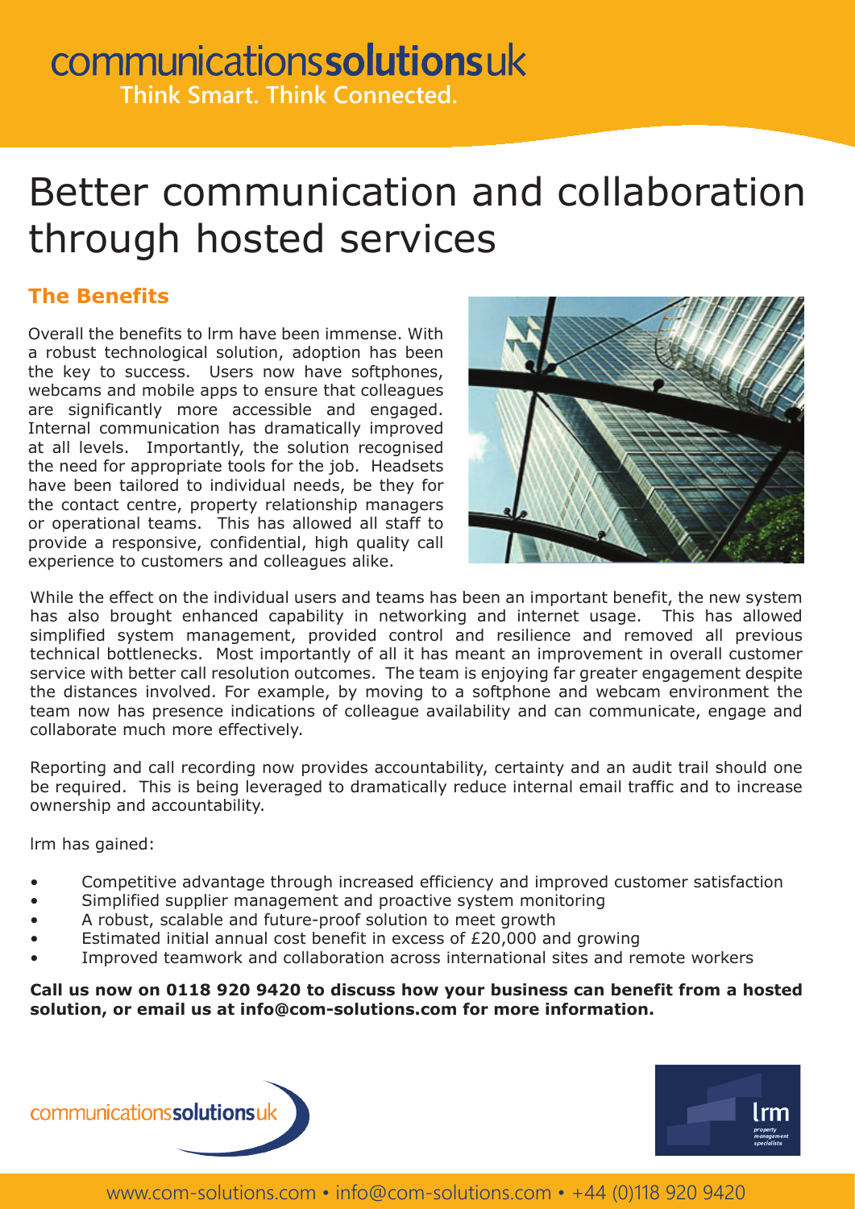communicationssolutionsuk
Think Smart. Think Connected.

# Better communication and collaboration through hosted services

## The Benefits

Overall the benefits to lrm have been immense. With a robust technological solution, adoption has been the key to success. Users now have softphones, webcams and mobile apps to ensure that colleagues are significantly more accessible and engaged. Internal communication has dramatically improved at all levels. Importantly, the solution recognised the need for appropriate tools for the job. Headsets have been tailored to individual needs, be they for the contact centre, property relationship managers or operational teams. This has allowed all staff to provide a responsive, confidential, high quality call experience to customers and colleagues alike.

While the effect on the individual users and teams has been an important benefit, the new system has also brought enhanced capability in networking and internet usage. This has allowed simplified system management, provided control and resilience and removed all previous technical bottlenecks. Most importantly of all it has meant an improvement in overall customer service with better call resolution outcomes. The team is enjoying far greater engagement despite the distances involved. For example, by moving to a softphone and webcam environment the team now has presence indications of colleague availability and can communicate, engage and collaborate much more effectively.

Reporting and call recording now provides accountability, certainty and an audit trail should one be required. This is being leveraged to dramatically reduce internal email traffic and to increase ownership and accountability.

lrm has gained:

- Competitive advantage through increased efficiency and improved customer satisfaction
- Simplified supplier management and proactive system monitoring
- A robust, scalable and future-proof solution to meet growth
- Estimated initial annual cost benefit in excess of £20,000 and growing
- Improved teamwork and collaboration across international sites and remote workers

**Call us now on 0118 920 9420 to discuss how your business can benefit from a hosted solution, or email us at info@com-solutions.com for more information.**

communicationssolutionsuk

lrm property management specialists

www.com-solutions.com • info@com-solutions.com • +44 (0)118 920 9420